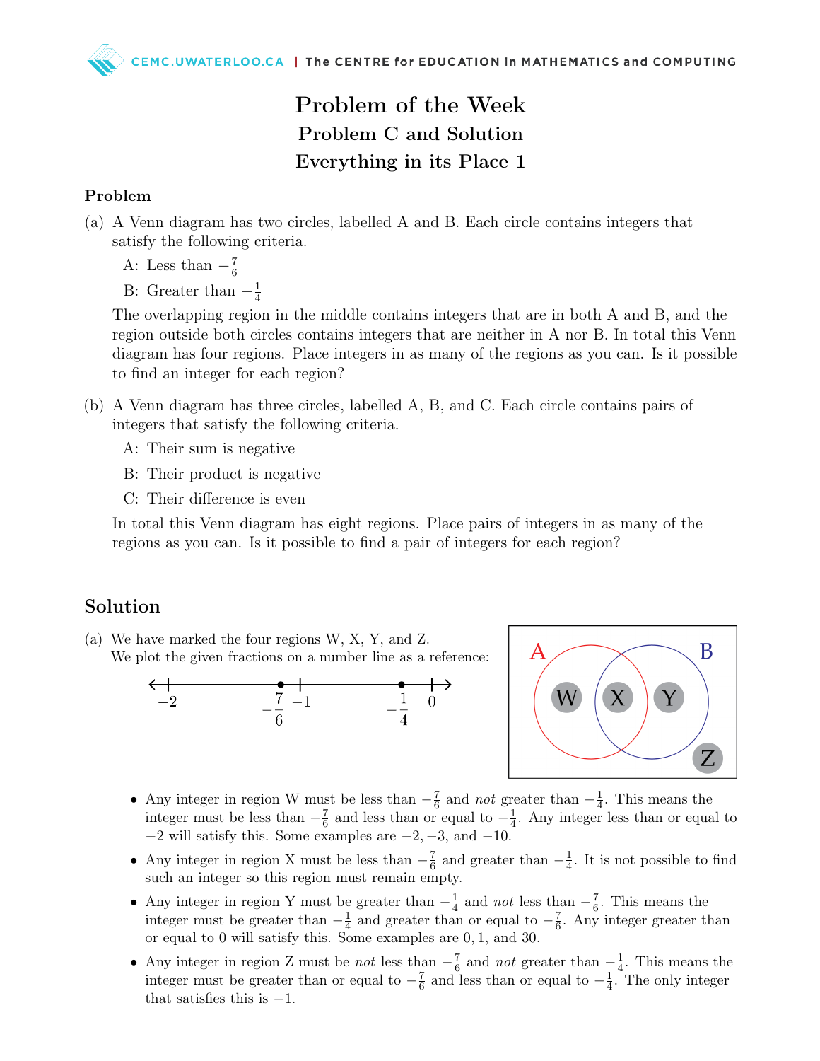# Problem of the Week

## Problem C and Solution

## Everything in its Place 1

### Problem

(a) A Venn diagram has two circles, labelled A and B. Each circle contains integers that satisfy the following criteria.

A: Less than $-\frac{7}{6}$

B: Greater than $-\frac{1}{4}$

The overlapping region in the middle contains integers that are in both A and B, and the region outside both circles contains integers that are neither in A nor B. In total this Venn diagram has four regions. Place integers in as many of the regions as you can. Is it possible to find an integer for each region?

(b) A Venn diagram has three circles, labelled A, B, and C. Each circle contains pairs of integers that satisfy the following criteria.

A: Their sum is negative

B: Their product is negative

C: Their difference is even

In total this Venn diagram has eight regions. Place pairs of integers in as many of the regions as you can. Is it possible to find a pair of integers for each region?

## Solution

(a) We have marked the four regions W, X, Y, and Z.
We plot the given fractions on a number line as a reference:

- Any integer in region W must be less than $-\frac{7}{6}$ and *not* greater than $-\frac{1}{4}$. This means the integer must be less than $-\frac{7}{6}$ and less than or equal to $-\frac{1}{4}$. Any integer less than or equal to $-2$ will satisfy this. Some examples are $-2, -3$, and $-10$.
- Any integer in region X must be less than $-\frac{7}{6}$ and greater than $-\frac{1}{4}$. It is not possible to find such an integer so this region must remain empty.
- Any integer in region Y must be greater than $-\frac{1}{4}$ and *not* less than $-\frac{7}{6}$. This means the integer must be greater than $-\frac{1}{4}$ and greater than or equal to $-\frac{7}{6}$. Any integer greater than or equal to 0 will satisfy this. Some examples are $0, 1$, and 30.
- Any integer in region Z must be *not* less than $-\frac{7}{6}$ and *not* greater than $-\frac{1}{4}$. This means the integer must be greater than or equal to $-\frac{7}{6}$ and less than or equal to $-\frac{1}{4}$. The only integer that satisfies this is $-1$.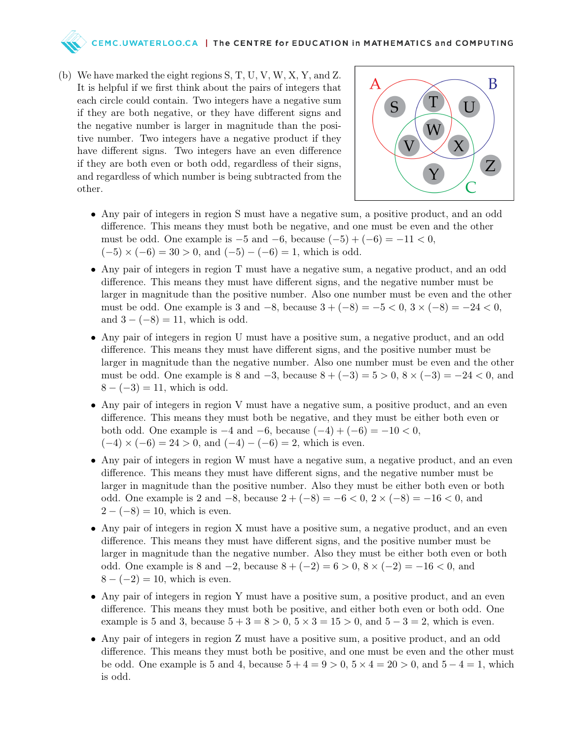(b) We have marked the eight regions S, T, U, V, W, X, Y, and Z. It is helpful if we first think about the pairs of integers that each circle could contain. Two integers have a negative sum if they are both negative, or they have different signs and the negative number is larger in magnitude than the positive number. Two integers have a negative product if they have different signs. Two integers have an even difference if they are both even or both odd, regardless of their signs, and regardless of which number is being subtracted from the other.

A
B
C
S T U W V X Y Z

- Any pair of integers in region S must have a negative sum, a positive product, and an odd difference. This means they must both be negative, and one must be even and the other must be odd. One example is $-5$ and $-6$, because $(-5) + (-6) = -11 < 0$, $(-5) \times (-6) = 30 > 0$, and $(-5) - (-6) = 1$, which is odd.
- Any pair of integers in region T must have a negative sum, a negative product, and an odd difference. This means they must have different signs, and the negative number must be larger in magnitude than the positive number. Also one number must be even and the other must be odd. One example is 3 and $-8$, because $3 + (-8) = -5 < 0$, $3 \times (-8) = -24 < 0$, and $3 - (-8) = 11$, which is odd.
- Any pair of integers in region U must have a positive sum, a negative product, and an odd difference. This means they must have different signs, and the positive number must be larger in magnitude than the negative number. Also one number must be even and the other must be odd. One example is 8 and $-3$, because $8 + (-3) = 5 > 0$, $8 \times (-3) = -24 < 0$, and $8 - (-3) = 11$, which is odd.
- Any pair of integers in region V must have a negative sum, a positive product, and an even difference. This means they must both be negative, and they must be either both even or both odd. One example is $-4$ and $-6$, because $(-4) + (-6) = -10 < 0$, $(-4) \times (-6) = 24 > 0$, and $(-4) - (-6) = 2$, which is even.
- Any pair of integers in region W must have a negative sum, a negative product, and an even difference. This means they must have different signs, and the negative number must be larger in magnitude than the positive number. Also they must be either both even or both odd. One example is 2 and $-8$, because $2 + (-8) = -6 < 0$, $2 \times (-8) = -16 < 0$, and $2 - (-8) = 10$, which is even.
- Any pair of integers in region X must have a positive sum, a negative product, and an even difference. This means they must have different signs, and the positive number must be larger in magnitude than the negative number. Also they must be either both even or both odd. One example is 8 and $-2$, because $8 + (-2) = 6 > 0$, $8 \times (-2) = -16 < 0$, and $8 - (-2) = 10$, which is even.
- Any pair of integers in region Y must have a positive sum, a positive product, and an even difference. This means they must both be positive, and either both even or both odd. One example is 5 and 3, because $5 + 3 = 8 > 0$, $5 \times 3 = 15 > 0$, and $5 - 3 = 2$, which is even.
- Any pair of integers in region Z must have a positive sum, a positive product, and an odd difference. This means they must both be positive, and one must be even and the other must be odd. One example is 5 and 4, because $5 + 4 = 9 > 0$, $5 \times 4 = 20 > 0$, and $5 - 4 = 1$, which is odd.